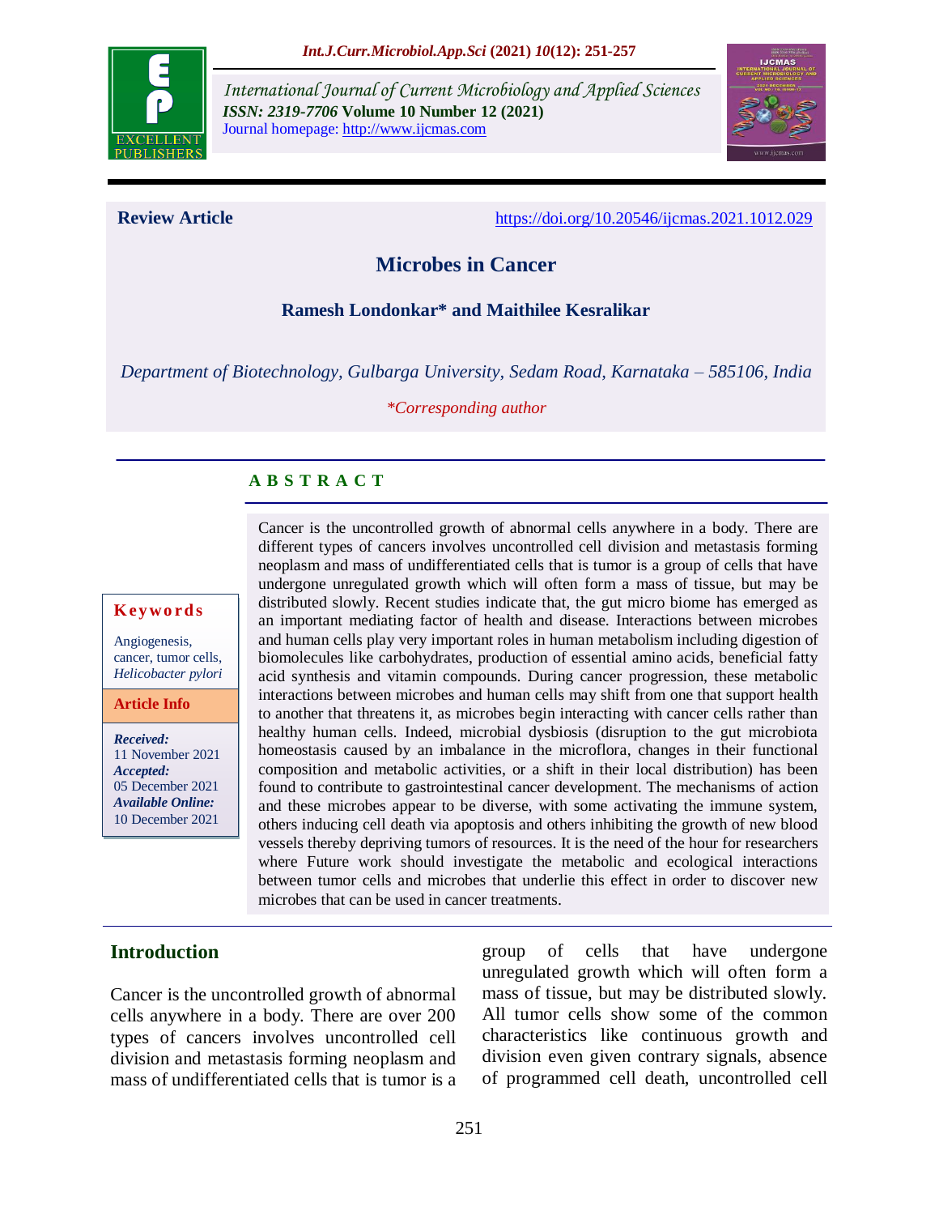International Journal of Current Microbiology and Applied Sciences
*ISSN: 2319-7706* **Volume 10 Number 12 (2021)**
Journal homepage: http://www.ijcmas.com

**Review Article** https://doi.org/10.20546/ijcmas.2021.1012.029

# Microbes in Cancer

**Ramesh Londonkar* and Maithilee Kesralikar**

*Department of Biotechnology, Gulbarga University, Sedam Road, Karnataka – 585106, India*

**Corresponding author*

## ABSTRACT

**Keywords**

Angiogenesis, cancer, tumor cells, *Helicobacter pylori*

**Article Info**

***Received:*** 11 November 2021
***Accepted:*** 05 December 2021
***Available Online:*** 10 December 2021

Cancer is the uncontrolled growth of abnormal cells anywhere in a body. There are different types of cancers involves uncontrolled cell division and metastasis forming neoplasm and mass of undifferentiated cells that is tumor is a group of cells that have undergone unregulated growth which will often form a mass of tissue, but may be distributed slowly. Recent studies indicate that, the gut micro biome has emerged as an important mediating factor of health and disease. Interactions between microbes and human cells play very important roles in human metabolism including digestion of biomolecules like carbohydrates, production of essential amino acids, beneficial fatty acid synthesis and vitamin compounds. During cancer progression, these metabolic interactions between microbes and human cells may shift from one that support health to another that threatens it, as microbes begin interacting with cancer cells rather than healthy human cells. Indeed, microbial dysbiosis (disruption to the gut microbiota homeostasis caused by an imbalance in the microflora, changes in their functional composition and metabolic activities, or a shift in their local distribution) has been found to contribute to gastrointestinal cancer development. The mechanisms of action and these microbes appear to be diverse, with some activating the immune system, others inducing cell death via apoptosis and others inhibiting the growth of new blood vessels thereby depriving tumors of resources. It is the need of the hour for researchers where Future work should investigate the metabolic and ecological interactions between tumor cells and microbes that underlie this effect in order to discover new microbes that can be used in cancer treatments.

## Introduction

Cancer is the uncontrolled growth of abnormal cells anywhere in a body. There are over 200 types of cancers involves uncontrolled cell division and metastasis forming neoplasm and mass of undifferentiated cells that is tumor is a group of cells that have undergone unregulated growth which will often form a mass of tissue, but may be distributed slowly. All tumor cells show some of the common characteristics like continuous growth and division even given contrary signals, absence of programmed cell death, uncontrolled cell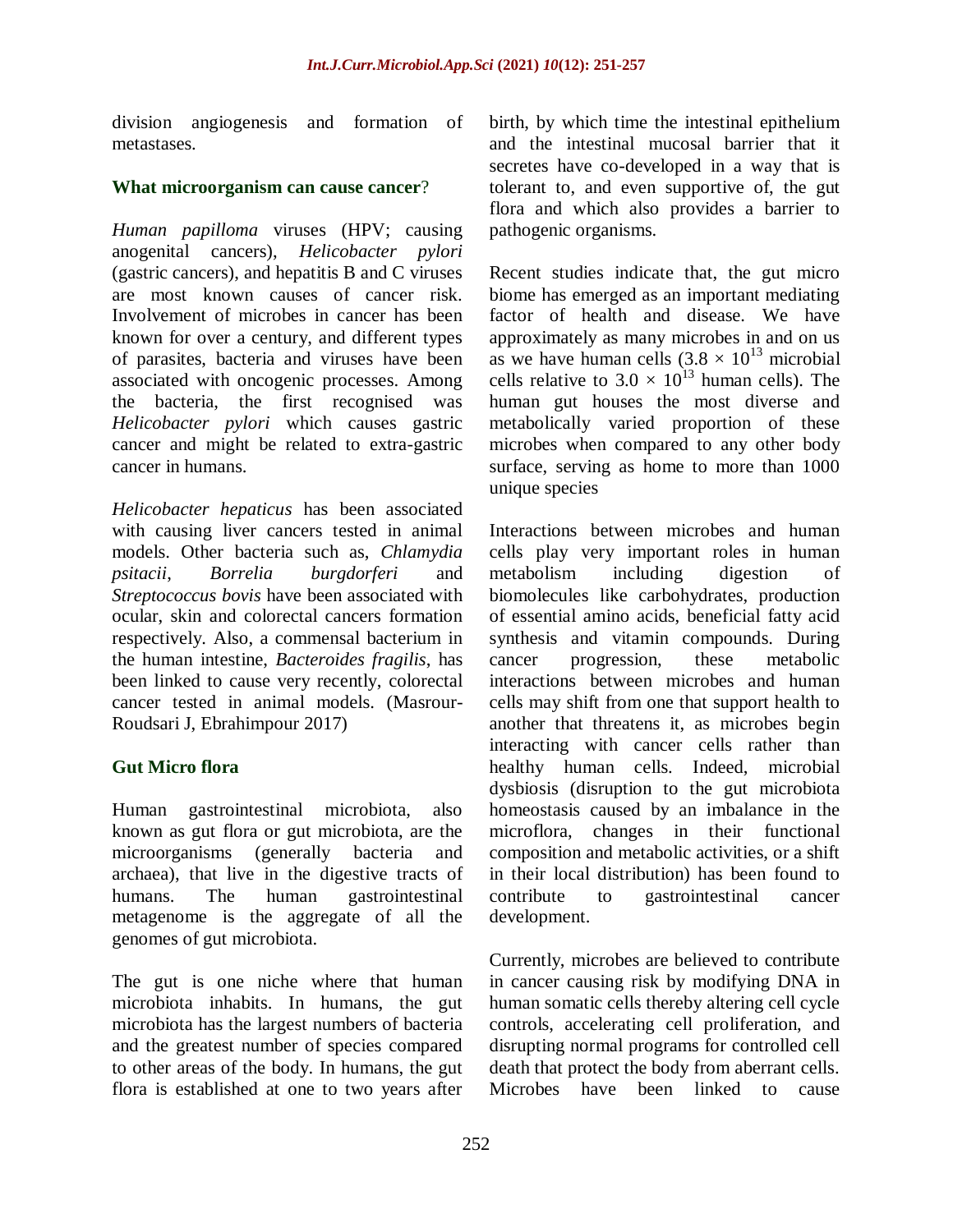division angiogenesis and formation of metastases.

### What microorganism can cause cancer?

*Human papilloma* viruses (HPV; causing anogenital cancers), *Helicobacter pylori* (gastric cancers), and hepatitis B and C viruses are most known causes of cancer risk. Involvement of microbes in cancer has been known for over a century, and different types of parasites, bacteria and viruses have been associated with oncogenic processes. Among the bacteria, the first recognised was *Helicobacter pylori* which causes gastric cancer and might be related to extra-gastric cancer in humans.

*Helicobacter hepaticus* has been associated with causing liver cancers tested in animal models. Other bacteria such as, *Chlamydia psitacii*, *Borrelia burgdorferi* and *Streptococcus bovis* have been associated with ocular, skin and colorectal cancers formation respectively. Also, a commensal bacterium in the human intestine, *Bacteroides fragilis*, has been linked to cause very recently, colorectal cancer tested in animal models. (Masrour-Roudsari J, Ebrahimpour 2017)

### Gut Micro flora

Human gastrointestinal microbiota, also known as gut flora or gut microbiota, are the microorganisms (generally bacteria and archaea), that live in the digestive tracts of humans. The human gastrointestinal metagenome is the aggregate of all the genomes of gut microbiota.

The gut is one niche where that human microbiota inhabits. In humans, the gut microbiota has the largest numbers of bacteria and the greatest number of species compared to other areas of the body. In humans, the gut flora is established at one to two years after birth, by which time the intestinal epithelium and the intestinal mucosal barrier that it secretes have co-developed in a way that is tolerant to, and even supportive of, the gut flora and which also provides a barrier to pathogenic organisms.

Recent studies indicate that, the gut micro biome has emerged as an important mediating factor of health and disease. We have approximately as many microbes in and on us as we have human cells ($3.8 \times 10^{13}$ microbial cells relative to $3.0 \times 10^{13}$ human cells). The human gut houses the most diverse and metabolically varied proportion of these microbes when compared to any other body surface, serving as home to more than 1000 unique species

Interactions between microbes and human cells play very important roles in human metabolism including digestion of biomolecules like carbohydrates, production of essential amino acids, beneficial fatty acid synthesis and vitamin compounds. During cancer progression, these metabolic interactions between microbes and human cells may shift from one that support health to another that threatens it, as microbes begin interacting with cancer cells rather than healthy human cells. Indeed, microbial dysbiosis (disruption to the gut microbiota homeostasis caused by an imbalance in the microflora, changes in their functional composition and metabolic activities, or a shift in their local distribution) has been found to contribute to gastrointestinal cancer development.

Currently, microbes are believed to contribute in cancer causing risk by modifying DNA in human somatic cells thereby altering cell cycle controls, accelerating cell proliferation, and disrupting normal programs for controlled cell death that protect the body from aberrant cells. Microbes have been linked to cause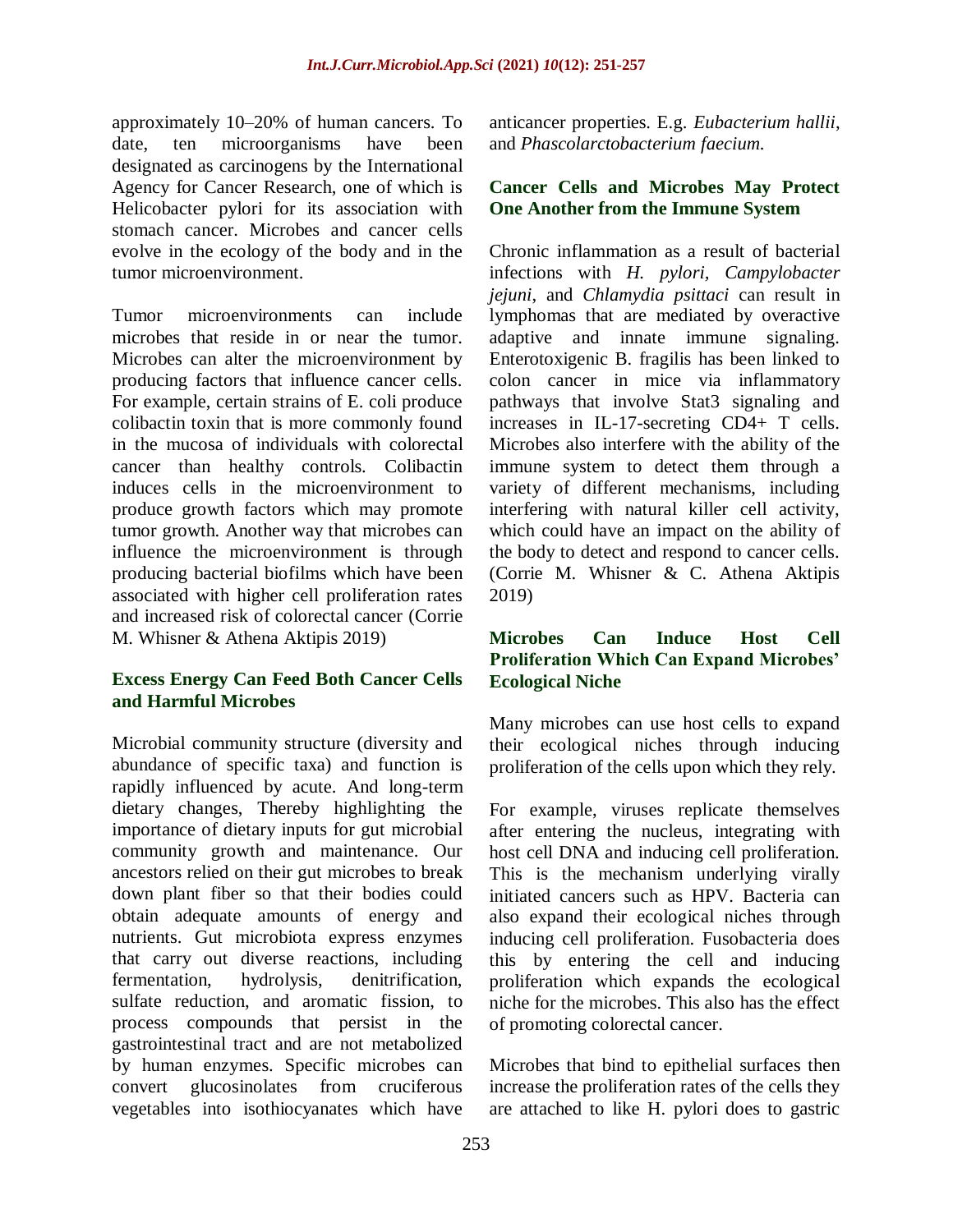approximately 10–20% of human cancers. To date, ten microorganisms have been designated as carcinogens by the International Agency for Cancer Research, one of which is Helicobacter pylori for its association with stomach cancer. Microbes and cancer cells evolve in the ecology of the body and in the tumor microenvironment.

Tumor microenvironments can include microbes that reside in or near the tumor. Microbes can alter the microenvironment by producing factors that influence cancer cells. For example, certain strains of E. coli produce colibactin toxin that is more commonly found in the mucosa of individuals with colorectal cancer than healthy controls. Colibactin induces cells in the microenvironment to produce growth factors which may promote tumor growth. Another way that microbes can influence the microenvironment is through producing bacterial biofilms which have been associated with higher cell proliferation rates and increased risk of colorectal cancer (Corrie M. Whisner & Athena Aktipis 2019)

## Excess Energy Can Feed Both Cancer Cells and Harmful Microbes

Microbial community structure (diversity and abundance of specific taxa) and function is rapidly influenced by acute. And long-term dietary changes, Thereby highlighting the importance of dietary inputs for gut microbial community growth and maintenance. Our ancestors relied on their gut microbes to break down plant fiber so that their bodies could obtain adequate amounts of energy and nutrients. Gut microbiota express enzymes that carry out diverse reactions, including fermentation, hydrolysis, denitrification, sulfate reduction, and aromatic fission, to process compounds that persist in the gastrointestinal tract and are not metabolized by human enzymes. Specific microbes can convert glucosinolates from cruciferous vegetables into isothiocyanates which have anticancer properties. E.g. *Eubacterium hallii*, and *Phascolarctobacterium faecium.*

## Cancer Cells and Microbes May Protect One Another from the Immune System

Chronic inflammation as a result of bacterial infections with *H. pylori*, *Campylobacter jejuni*, and *Chlamydia psittaci* can result in lymphomas that are mediated by overactive adaptive and innate immune signaling. Enterotoxigenic B. fragilis has been linked to colon cancer in mice via inflammatory pathways that involve Stat3 signaling and increases in IL-17-secreting CD4+ T cells. Microbes also interfere with the ability of the immune system to detect them through a variety of different mechanisms, including interfering with natural killer cell activity, which could have an impact on the ability of the body to detect and respond to cancer cells. (Corrie M. Whisner & C. Athena Aktipis 2019)

## Microbes Can Induce Host Cell Proliferation Which Can Expand Microbes' Ecological Niche

Many microbes can use host cells to expand their ecological niches through inducing proliferation of the cells upon which they rely.

For example, viruses replicate themselves after entering the nucleus, integrating with host cell DNA and inducing cell proliferation. This is the mechanism underlying virally initiated cancers such as HPV. Bacteria can also expand their ecological niches through inducing cell proliferation. Fusobacteria does this by entering the cell and inducing proliferation which expands the ecological niche for the microbes. This also has the effect of promoting colorectal cancer.

Microbes that bind to epithelial surfaces then increase the proliferation rates of the cells they are attached to like H. pylori does to gastric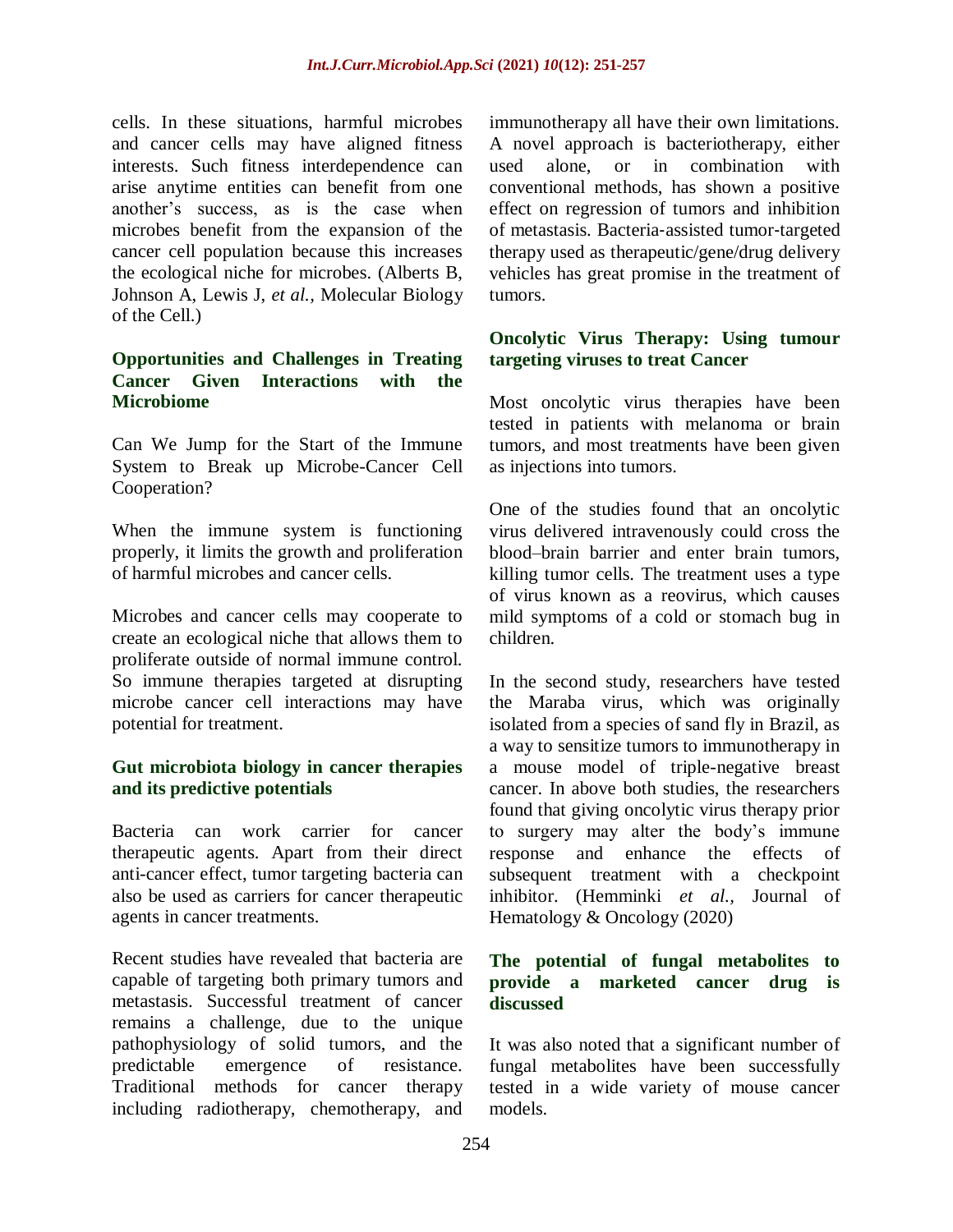cells. In these situations, harmful microbes and cancer cells may have aligned fitness interests. Such fitness interdependence can arise anytime entities can benefit from one another's success, as is the case when microbes benefit from the expansion of the cancer cell population because this increases the ecological niche for microbes. (Alberts B, Johnson A, Lewis J, *et al.,* Molecular Biology of the Cell.)

## Opportunities and Challenges in Treating Cancer Given Interactions with the Microbiome

Can We Jump for the Start of the Immune System to Break up Microbe-Cancer Cell Cooperation?

When the immune system is functioning properly, it limits the growth and proliferation of harmful microbes and cancer cells.

Microbes and cancer cells may cooperate to create an ecological niche that allows them to proliferate outside of normal immune control. So immune therapies targeted at disrupting microbe cancer cell interactions may have potential for treatment.

## Gut microbiota biology in cancer therapies and its predictive potentials

Bacteria can work carrier for cancer therapeutic agents. Apart from their direct anti-cancer effect, tumor targeting bacteria can also be used as carriers for cancer therapeutic agents in cancer treatments.

Recent studies have revealed that bacteria are capable of targeting both primary tumors and metastasis. Successful treatment of cancer remains a challenge, due to the unique pathophysiology of solid tumors, and the predictable emergence of resistance. Traditional methods for cancer therapy including radiotherapy, chemotherapy, and immunotherapy all have their own limitations. A novel approach is bacteriotherapy, either used alone, or in combination with conventional methods, has shown a positive effect on regression of tumors and inhibition of metastasis. Bacteria-assisted tumor-targeted therapy used as therapeutic/gene/drug delivery vehicles has great promise in the treatment of tumors.

## Oncolytic Virus Therapy: Using tumour targeting viruses to treat Cancer

Most oncolytic virus therapies have been tested in patients with melanoma or brain tumors, and most treatments have been given as injections into tumors.

One of the studies found that an oncolytic virus delivered intravenously could cross the blood–brain barrier and enter brain tumors, killing tumor cells. The treatment uses a type of virus known as a reovirus, which causes mild symptoms of a cold or stomach bug in children.

In the second study, researchers have tested the Maraba virus, which was originally isolated from a species of sand fly in Brazil, as a way to sensitize tumors to immunotherapy in a mouse model of triple-negative breast cancer. In above both studies, the researchers found that giving oncolytic virus therapy prior to surgery may alter the body's immune response and enhance the effects of subsequent treatment with a checkpoint inhibitor. (Hemminki *et al.,* Journal of Hematology & Oncology (2020)

## The potential of fungal metabolites to provide a marketed cancer drug is discussed

It was also noted that a significant number of fungal metabolites have been successfully tested in a wide variety of mouse cancer models.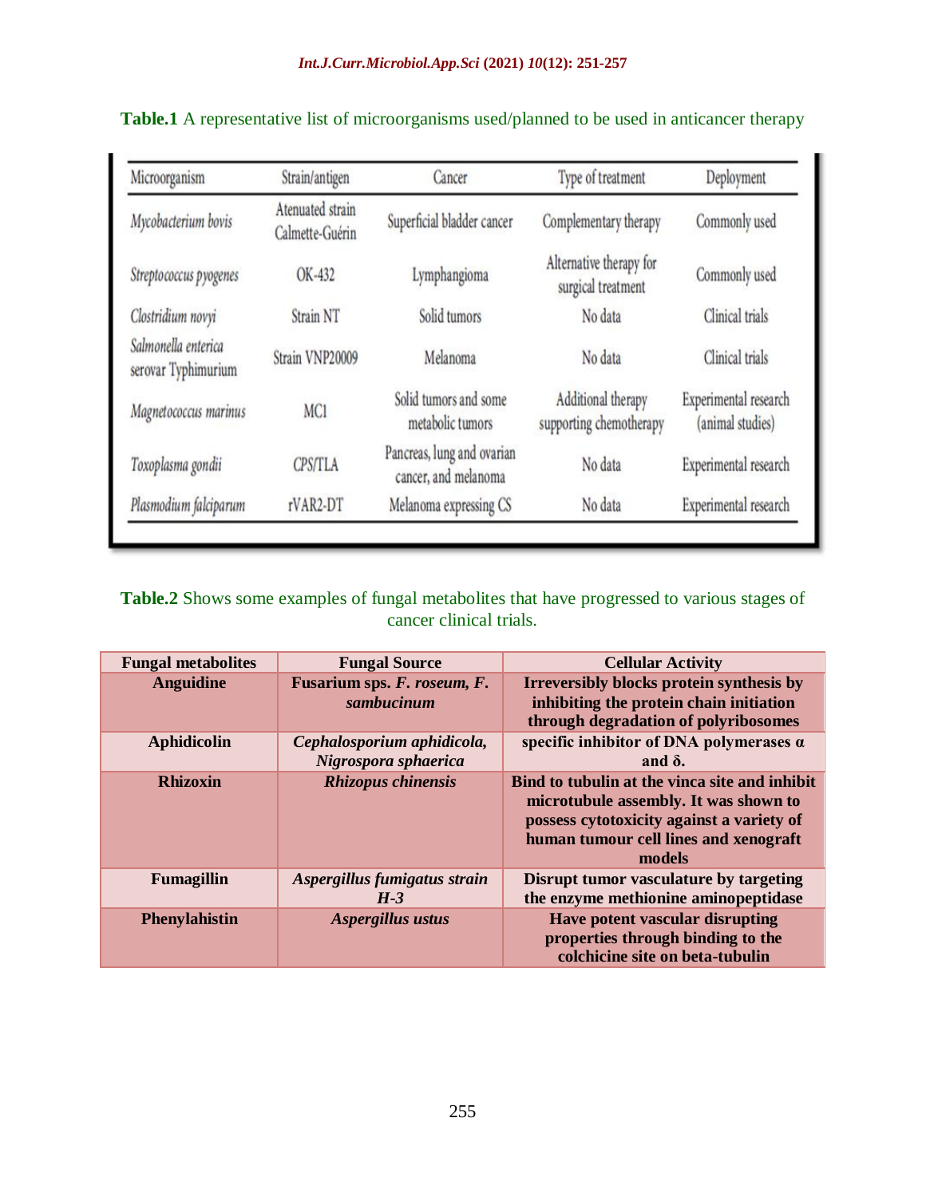**Table.1** A representative list of microorganisms used/planned to be used in anticancer therapy

| Microorganism | Strain/antigen | Cancer | Type of treatment | Deployment |
|---|---|---|---|---|
| *Mycobacterium bovis* | Atenuated strain Calmette-Guérin | Superficial bladder cancer | Complementary therapy | Commonly used |
| *Streptococcus pyogenes* | OK-432 | Lymphangioma | Alternative therapy for surgical treatment | Commonly used |
| *Clostridium novyi* | Strain NT | Solid tumors | No data | Clinical trials |
| *Salmonella enterica* serovar Typhimurium | Strain VNP20009 | Melanoma | No data | Clinical trials |
| *Magnetococcus marinus* | MC1 | Solid tumors and some metabolic tumors | Additional therapy supporting chemotherapy | Experimental research (animal studies) |
| *Toxoplasma gondii* | CPS/TLA | Pancreas, lung and ovarian cancer, and melanoma | No data | Experimental research |
| *Plasmodium falciparum* | rVAR2-DT | Melanoma expressing CS | No data | Experimental research |

**Table.2** Shows some examples of fungal metabolites that have progressed to various stages of cancer clinical trials.

| Fungal metabolites | Fungal Source | Cellular Activity |
|---|---|---|
| **Anguidine** | **Fusarium sps. *F. roseum, F. sambucinum*** | **Irreversibly blocks protein synthesis by inhibiting the protein chain initiation through degradation of polyribosomes** |
| **Aphidicolin** | ***Cephalosporium aphidicola, Nigrospora sphaerica*** | **specific inhibitor of DNA polymerases α and δ.** |
| **Rhizoxin** | ***Rhizopus chinensis*** | **Bind to tubulin at the vinca site and inhibit microtubule assembly. It was shown to possess cytotoxicity against a variety of human tumour cell lines and xenograft models** |
| **Fumagillin** | ***Aspergillus fumigatus strain H-3*** | **Disrupt tumor vasculature by targeting the enzyme methionine aminopeptidase** |
| **Phenylahistin** | ***Aspergillus ustus*** | **Have potent vascular disrupting properties through binding to the colchicine site on beta-tubulin** |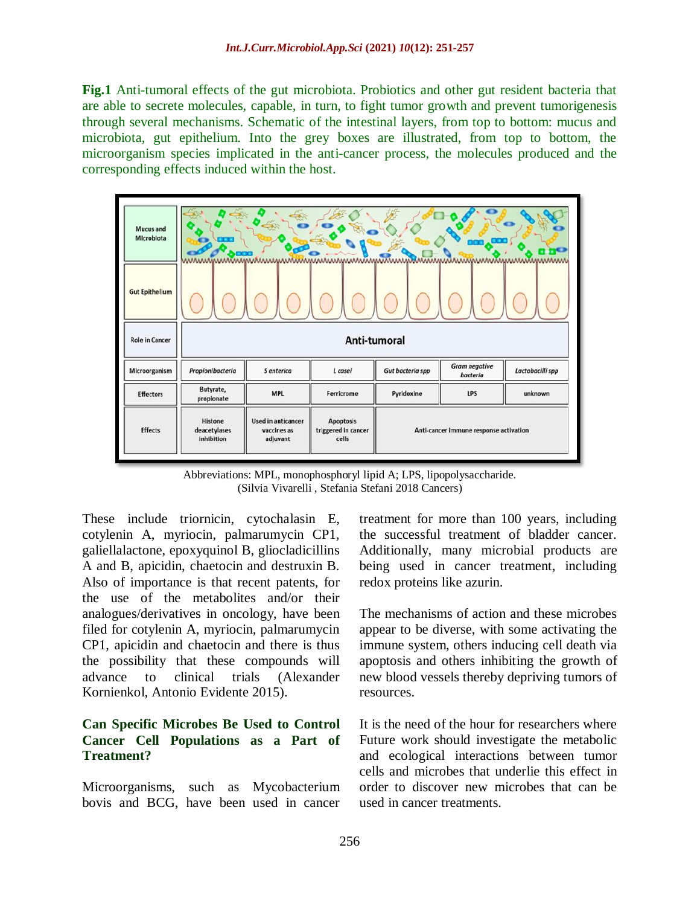**Fig.1** Anti-tumoral effects of the gut microbiota. Probiotics and other gut resident bacteria that are able to secrete molecules, capable, in turn, to fight tumor growth and prevent tumorigenesis through several mechanisms. Schematic of the intestinal layers, from top to bottom: mucus and microbiota, gut epithelium. Into the grey boxes are illustrated, from top to bottom, the microorganism species implicated in the anti-cancer process, the molecules produced and the corresponding effects induced within the host.

| Role in Cancer | Anti-tumoral | | | | | |
|---|---|---|---|---|---|---|
| Microorganism | *Propionibacteria* | *S enterica* | *L casei* | *Gut bacteria spp* | *Gram negative bacteria* | *Lactobacilli spp* |
| Effectors | Butyrate, propionate | MPL | Ferricrome | Pyridoxine | LPS | unknown |
| Effects | Histone deacetylases inhibition | Used in anticancer vaccines as adjuvant | Apoptosis triggered in cancer cells | Anti-cancer immune response activation | | |

Abbreviations: MPL, monophosphoryl lipid A; LPS, lipopolysaccharide.
(Silvia Vivarelli , Stefania Stefani 2018 Cancers)

These include triornicin, cytochalasin E, cotylenin A, myriocin, palmarumycin CP1, galiellalactone, epoxyquinol B, gliocladicillins A and B, apicidin, chaetocin and destruxin B. Also of importance is that recent patents, for the use of the metabolites and/or their analogues/derivatives in oncology, have been filed for cotylenin A, myriocin, palmarumycin CP1, apicidin and chaetocin and there is thus the possibility that these compounds will advance to clinical trials (Alexander Kornienkol, Antonio Evidente 2015).

## Can Specific Microbes Be Used to Control Cancer Cell Populations as a Part of Treatment?

Microorganisms, such as Mycobacterium bovis and BCG, have been used in cancer treatment for more than 100 years, including the successful treatment of bladder cancer. Additionally, many microbial products are being used in cancer treatment, including redox proteins like azurin.

The mechanisms of action and these microbes appear to be diverse, with some activating the immune system, others inducing cell death via apoptosis and others inhibiting the growth of new blood vessels thereby depriving tumors of resources.

It is the need of the hour for researchers where Future work should investigate the metabolic and ecological interactions between tumor cells and microbes that underlie this effect in order to discover new microbes that can be used in cancer treatments.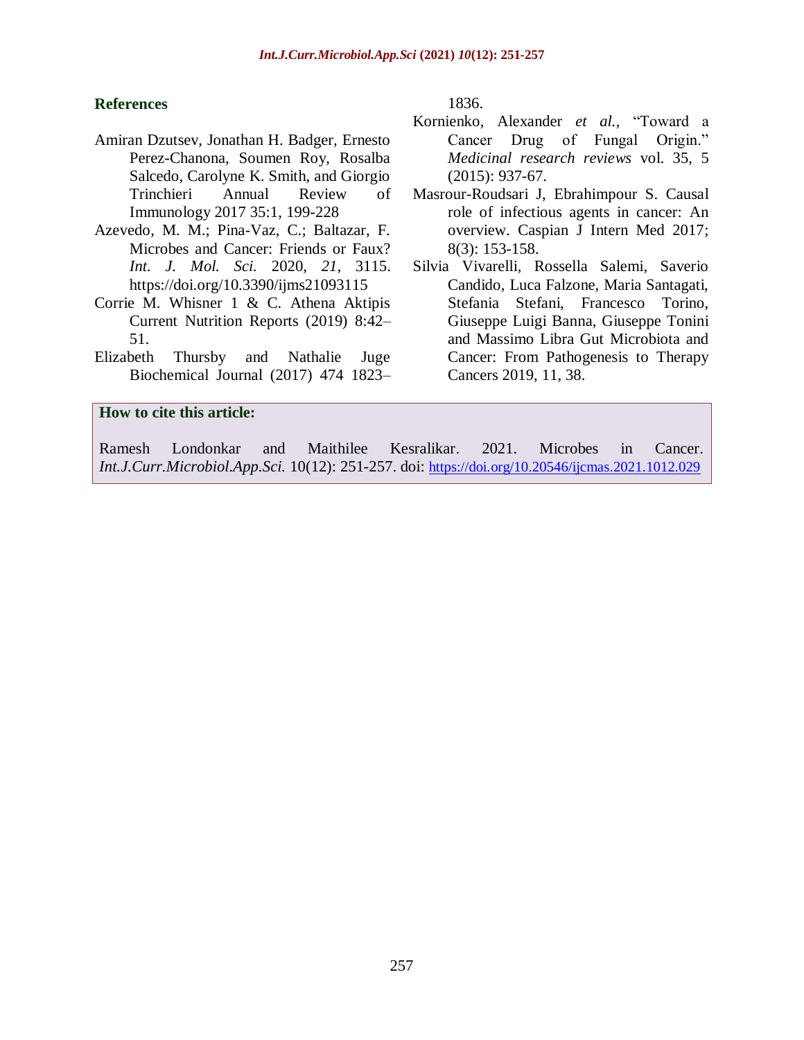## References

Amiran Dzutsev, Jonathan H. Badger, Ernesto Perez-Chanona, Soumen Roy, Rosalba Salcedo, Carolyne K. Smith, and Giorgio Trinchieri Annual Review of Immunology 2017 35:1, 199-228

Azevedo, M. M.; Pina-Vaz, C.; Baltazar, F. Microbes and Cancer: Friends or Faux? *Int. J. Mol. Sci.* 2020, *21*, 3115. https://doi.org/10.3390/ijms21093115

Corrie M. Whisner 1 & C. Athena Aktipis Current Nutrition Reports (2019) 8:42–51.

Elizabeth Thursby and Nathalie Juge Biochemical Journal (2017) 474 1823–1836.

Kornienko, Alexander *et al.,* "Toward a Cancer Drug of Fungal Origin." *Medicinal research reviews* vol. 35, 5 (2015): 937-67.

Masrour-Roudsari J, Ebrahimpour S. Causal role of infectious agents in cancer: An overview. Caspian J Intern Med 2017; 8(3): 153-158.

Silvia Vivarelli, Rossella Salemi, Saverio Candido, Luca Falzone, Maria Santagati, Stefania Stefani, Francesco Torino, Giuseppe Luigi Banna, Giuseppe Tonini and Massimo Libra Gut Microbiota and Cancer: From Pathogenesis to Therapy Cancers 2019, 11, 38.

**How to cite this article:**

Ramesh Londonkar and Maithilee Kesralikar. 2021. Microbes in Cancer. *Int.J.Curr.Microbiol.App.Sci.* 10(12): 251-257. doi: https://doi.org/10.20546/ijcmas.2021.1012.029